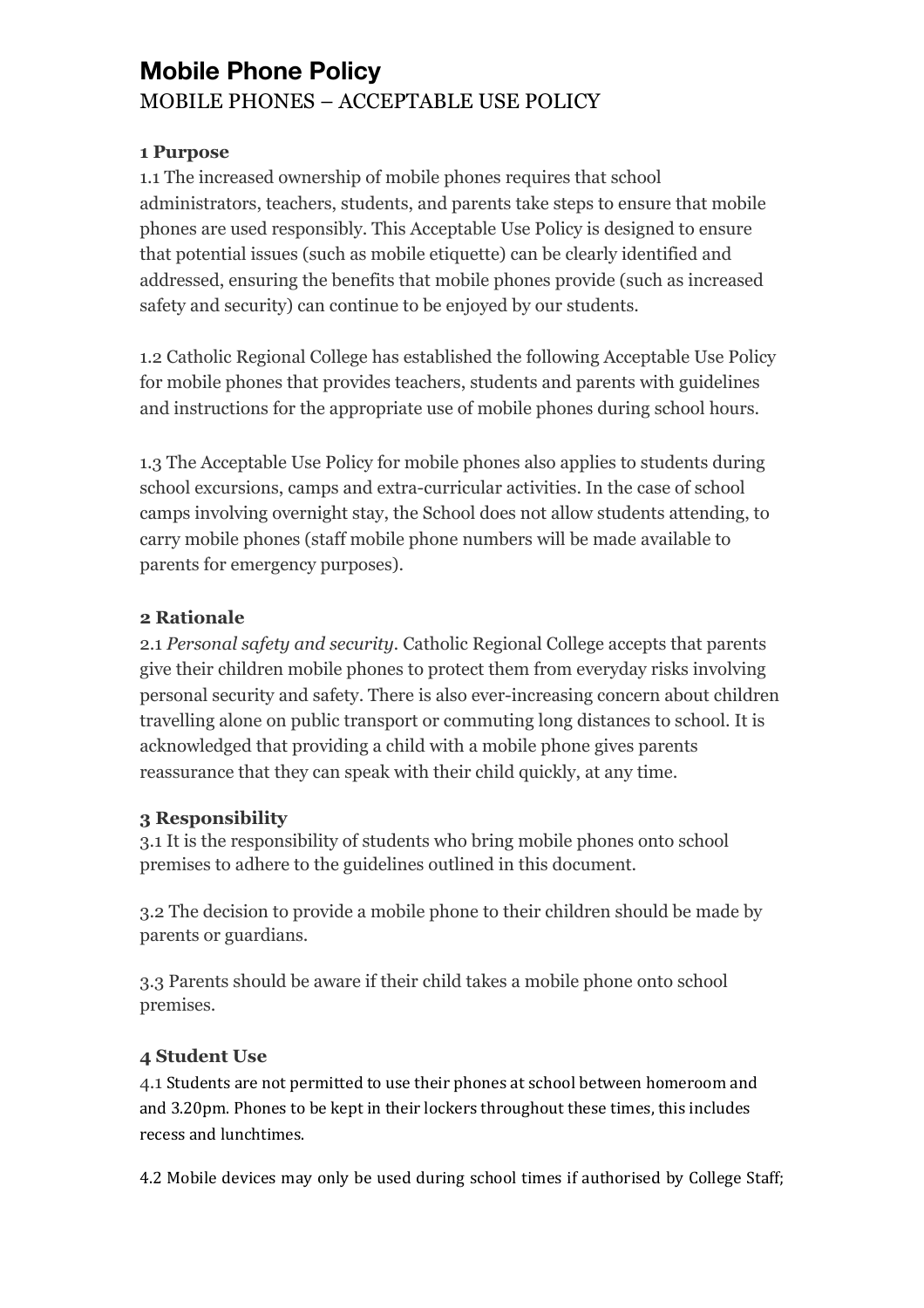# Mobile Phone Policy

## MOBILE PHONES – ACCEPTABLE USE POLICY

### 1 Purpose

1.1 The increased ownership of mobile phones requires that school administrators, teachers, students, and parents take steps to ensure that mobile phones are used responsibly. This Acceptable Use Policy is designed to ensure that potential issues (such as mobile etiquette) can be clearly identified and addressed, ensuring the benefits that mobile phones provide (such as increased safety and security) can continue to be enjoyed by our students.

1.2 Catholic Regional College has established the following Acceptable Use Policy for mobile phones that provides teachers, students and parents with guidelines and instructions for the appropriate use of mobile phones during school hours.

1.3 The Acceptable Use Policy for mobile phones also applies to students during school excursions, camps and extra-curricular activities. In the case of school camps involving overnight stay, the School does not allow students attending, to carry mobile phones (staff mobile phone numbers will be made available to parents for emergency purposes).

### 2 Rationale

2.1 *Personal safety and security.* Catholic Regional College accepts that parents give their children mobile phones to protect them from everyday risks involving personal security and safety. There is also ever-increasing concern about children travelling alone on public transport or commuting long distances to school. It is acknowledged that providing a child with a mobile phone gives parents reassurance that they can speak with their child quickly, at any time.

### 3 Responsibility

3.1 It is the responsibility of students who bring mobile phones onto school premises to adhere to the guidelines outlined in this document.

3.2 The decision to provide a mobile phone to their children should be made by parents or guardians.

3.3 Parents should be aware if their child takes a mobile phone onto school premises.

### 4 Student Use

4.1 Students are not permitted to use their phones at school between homeroom and and 3.20pm. Phones to be kept in their lockers throughout these times, this includes recess and lunchtimes.

4.2 Mobile devices may only be used during school times if authorised by College Staff;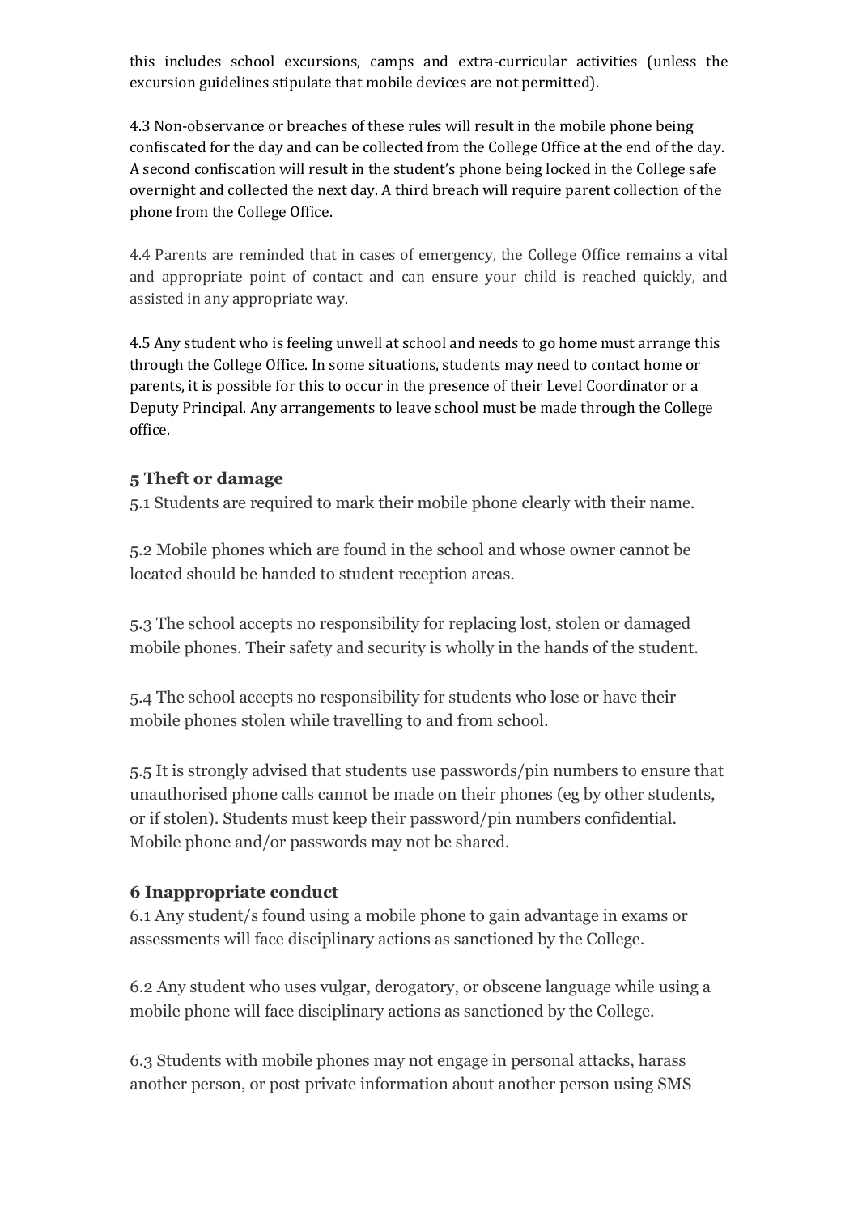this includes school excursions, camps and extra-curricular activities (unless the excursion guidelines stipulate that mobile devices are not permitted).

4.3 Non-observance or breaches of these rules will result in the mobile phone being confiscated for the day and can be collected from the College Office at the end of the day. A second confiscation will result in the student's phone being locked in the College safe overnight and collected the next day. A third breach will require parent collection of the phone from the College Office.

4.4 Parents are reminded that in cases of emergency, the College Office remains a vital and appropriate point of contact and can ensure your child is reached quickly, and assisted in any appropriate way.

4.5 Any student who is feeling unwell at school and needs to go home must arrange this through the College Office. In some situations, students may need to contact home or parents, it is possible for this to occur in the presence of their Level Coordinator or a Deputy Principal. Any arrangements to leave school must be made through the College office.

### 5 Theft or damage

5.1 Students are required to mark their mobile phone clearly with their name.

5.2 Mobile phones which are found in the school and whose owner cannot be located should be handed to student reception areas.

5.3 The school accepts no responsibility for replacing lost, stolen or damaged mobile phones. Their safety and security is wholly in the hands of the student.

5.4 The school accepts no responsibility for students who lose or have their mobile phones stolen while travelling to and from school.

5.5 It is strongly advised that students use passwords/pin numbers to ensure that unauthorised phone calls cannot be made on their phones (eg by other students, or if stolen). Students must keep their password/pin numbers confidential. Mobile phone and/or passwords may not be shared.

### 6 Inappropriate conduct

6.1 Any student/s found using a mobile phone to gain advantage in exams or assessments will face disciplinary actions as sanctioned by the College.

6.2 Any student who uses vulgar, derogatory, or obscene language while using a mobile phone will face disciplinary actions as sanctioned by the College.

6.3 Students with mobile phones may not engage in personal attacks, harass another person, or post private information about another person using SMS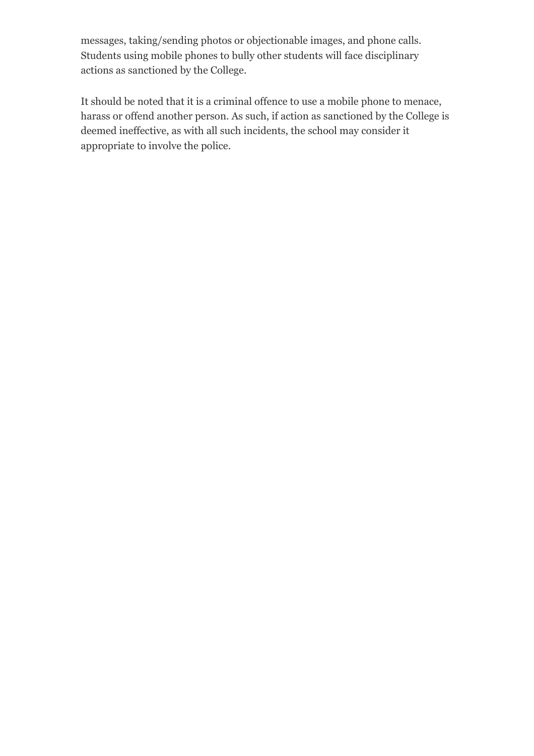messages, taking/sending photos or objectionable images, and phone calls. Students using mobile phones to bully other students will face disciplinary actions as sanctioned by the College.

It should be noted that it is a criminal offence to use a mobile phone to menace, harass or offend another person. As such, if action as sanctioned by the College is deemed ineffective, as with all such incidents, the school may consider it appropriate to involve the police.